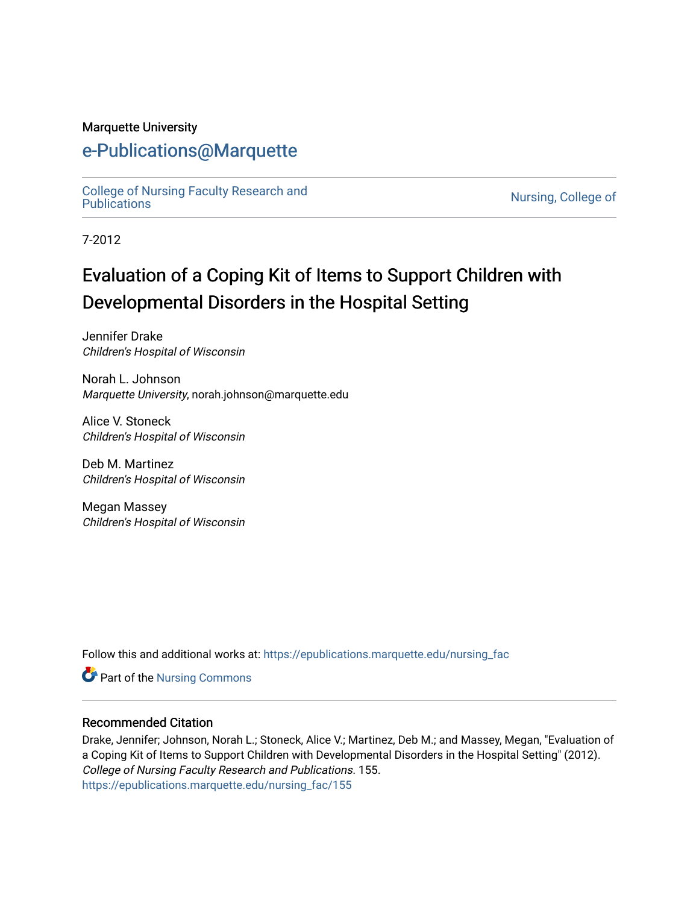Marquette University

# e-Publications@Marquette

College of Nursing Faculty Research and Publications | Nursing, College of

7-2012

# Evaluation of a Coping Kit of Items to Support Children with Developmental Disorders in the Hospital Setting

Jennifer Drake
*Children's Hospital of Wisconsin*

Norah L. Johnson
*Marquette University*, norah.johnson@marquette.edu

Alice V. Stoneck
*Children's Hospital of Wisconsin*

Deb M. Martinez
*Children's Hospital of Wisconsin*

Megan Massey
*Children's Hospital of Wisconsin*

Follow this and additional works at: https://epublications.marquette.edu/nursing_fac

Part of the Nursing Commons

## Recommended Citation

Drake, Jennifer; Johnson, Norah L.; Stoneck, Alice V.; Martinez, Deb M.; and Massey, Megan, "Evaluation of a Coping Kit of Items to Support Children with Developmental Disorders in the Hospital Setting" (2012). *College of Nursing Faculty Research and Publications*. 155.
https://epublications.marquette.edu/nursing_fac/155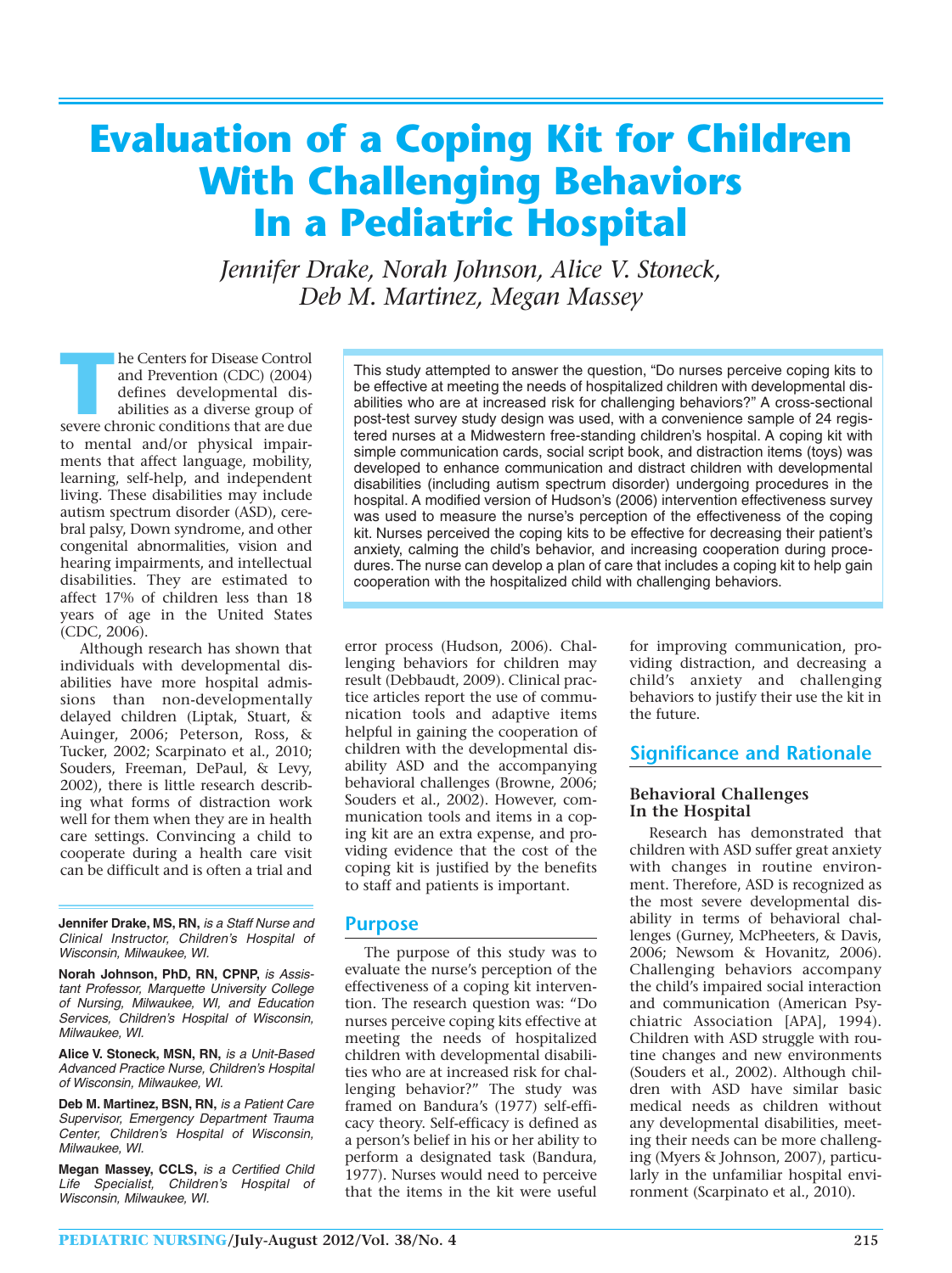# Evaluation of a Coping Kit for Children With Challenging Behaviors In a Pediatric Hospital

*Jennifer Drake, Norah Johnson, Alice V. Stoneck, Deb M. Martinez, Megan Massey*

This study attempted to answer the question, "Do nurses perceive coping kits to be effective at meeting the needs of hospitalized children with developmental disabilities who are at increased risk for challenging behaviors?" A cross-sectional post-test survey study design was used, with a convenience sample of 24 registered nurses at a Midwestern free-standing children's hospital. A coping kit with simple communication cards, social script book, and distraction items (toys) was developed to enhance communication and distract children with developmental disabilities (including autism spectrum disorder) undergoing procedures in the hospital. A modified version of Hudson's (2006) intervention effectiveness survey was used to measure the nurse's perception of the effectiveness of the coping kit. Nurses perceived the coping kits to be effective for decreasing their patient's anxiety, calming the child's behavior, and increasing cooperation during procedures. The nurse can develop a plan of care that includes a coping kit to help gain cooperation with the hospitalized child with challenging behaviors.

The Centers for Disease Control and Prevention (CDC) (2004) defines developmental disabilities as a diverse group of severe chronic conditions that are due to mental and/or physical impairments that affect language, mobility, learning, self-help, and independent living. These disabilities may include autism spectrum disorder (ASD), cerebral palsy, Down syndrome, and other congenital abnormalities, vision and hearing impairments, and intellectual disabilities. They are estimated to affect 17% of children less than 18 years of age in the United States (CDC, 2006).

Although research has shown that individuals with developmental disabilities have more hospital admissions than non-developmentally delayed children (Liptak, Stuart, & Auinger, 2006; Peterson, Ross, & Tucker, 2002; Scarpinato et al., 2010; Souders, Freeman, DePaul, & Levy, 2002), there is little research describing what forms of distraction work well for them when they are in health care settings. Convincing a child to cooperate during a health care visit can be difficult and is often a trial and error process (Hudson, 2006). Challenging behaviors for children may result (Debbaudt, 2009). Clinical practice articles report the use of communication tools and adaptive items helpful in gaining the cooperation of children with the developmental disability ASD and the accompanying behavioral challenges (Browne, 2006; Souders et al., 2002). However, communication tools and items in a coping kit are an extra expense, and providing evidence that the cost of the coping kit is justified by the benefits to staff and patients is important.

**Jennifer Drake, MS, RN,** *is a Staff Nurse and Clinical Instructor, Children's Hospital of Wisconsin, Milwaukee, WI.*

**Norah Johnson, PhD, RN, CPNP,** *is Assistant Professor, Marquette University College of Nursing, Milwaukee, WI, and Education Services, Children's Hospital of Wisconsin, Milwaukee, WI.*

**Alice V. Stoneck, MSN, RN,** *is a Unit-Based Advanced Practice Nurse, Children's Hospital of Wisconsin, Milwaukee, WI.*

**Deb M. Martinez, BSN, RN,** *is a Patient Care Supervisor, Emergency Department Trauma Center, Children's Hospital of Wisconsin, Milwaukee, WI.*

**Megan Massey, CCLS,** *is a Certified Child Life Specialist, Children's Hospital of Wisconsin, Milwaukee, WI.*

## Purpose

The purpose of this study was to evaluate the nurse's perception of the effectiveness of a coping kit intervention. The research question was: "Do nurses perceive coping kits effective at meeting the needs of hospitalized children with developmental disabilities who are at increased risk for challenging behavior?" The study was framed on Bandura's (1977) self-efficacy theory. Self-efficacy is defined as a person's belief in his or her ability to perform a designated task (Bandura, 1977). Nurses would need to perceive that the items in the kit were useful for improving communication, providing distraction, and decreasing a child's anxiety and challenging behaviors to justify their use the kit in the future.

## Significance and Rationale

### Behavioral Challenges In the Hospital

Research has demonstrated that children with ASD suffer great anxiety with changes in routine environment. Therefore, ASD is recognized as the most severe developmental disability in terms of behavioral challenges (Gurney, McPheeters, & Davis, 2006; Newsom & Hovanitz, 2006). Challenging behaviors accompany the child's impaired social interaction and communication (American Psychiatric Association [APA], 1994). Children with ASD struggle with routine changes and new environments (Souders et al., 2002). Although children with ASD have similar basic medical needs as children without any developmental disabilities, meeting their needs can be more challenging (Myers & Johnson, 2007), particularly in the unfamiliar hospital environment (Scarpinato et al., 2010).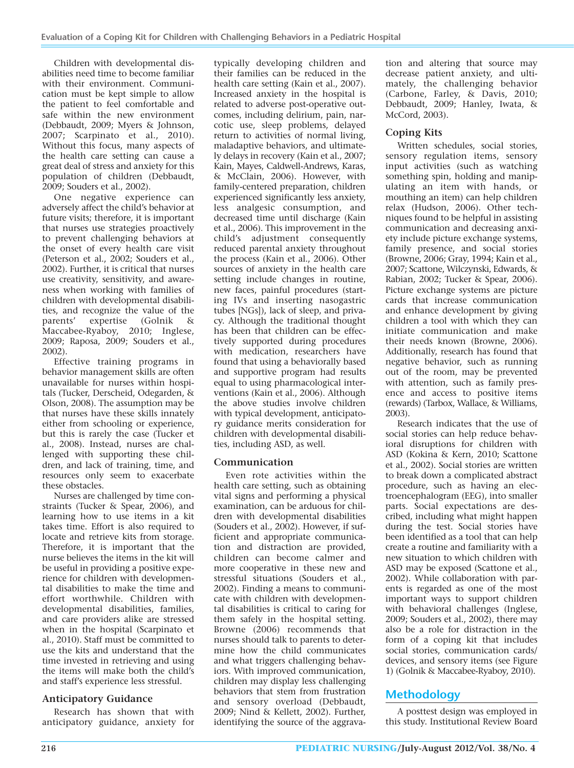Children with developmental disabilities need time to become familiar with their environment. Communication must be kept simple to allow the patient to feel comfortable and safe within the new environment (Debbaudt, 2009; Myers & Johnson, 2007; Scarpinato et al., 2010). Without this focus, many aspects of the health care setting can cause a great deal of stress and anxiety for this population of children (Debbaudt, 2009; Souders et al., 2002).

One negative experience can adversely affect the child's behavior at future visits; therefore, it is important that nurses use strategies proactively to prevent challenging behaviors at the onset of every health care visit (Peterson et al., 2002; Souders et al., 2002). Further, it is critical that nurses use creativity, sensitivity, and awareness when working with families of children with developmental disabilities, and recognize the value of the parents' expertise (Golnik & Maccabee-Ryaboy, 2010; Inglese, 2009; Raposa, 2009; Souders et al., 2002).

Effective training programs in behavior management skills are often unavailable for nurses within hospitals (Tucker, Derscheid, Odegarden, & Olson, 2008). The assumption may be that nurses have these skills innately either from schooling or experience, but this is rarely the case (Tucker et al., 2008). Instead, nurses are challenged with supporting these children, and lack of training, time, and resources only seem to exacerbate these obstacles.

Nurses are challenged by time constraints (Tucker & Spear, 2006), and learning how to use items in a kit takes time. Effort is also required to locate and retrieve kits from storage. Therefore, it is important that the nurse believes the items in the kit will be useful in providing a positive experience for children with developmental disabilities to make the time and effort worthwhile. Children with developmental disabilities, families, and care providers alike are stressed when in the hospital (Scarpinato et al., 2010). Staff must be committed to use the kits and understand that the time invested in retrieving and using the items will make both the child's and staff's experience less stressful.

### Anticipatory Guidance

Research has shown that with anticipatory guidance, anxiety for typically developing children and their families can be reduced in the health care setting (Kain et al., 2007). Increased anxiety in the hospital is related to adverse post-operative outcomes, including delirium, pain, narcotic use, sleep problems, delayed return to activities of normal living, maladaptive behaviors, and ultimately delays in recovery (Kain et al., 2007; Kain, Mayes, Caldwell-Andrews, Karas, & McClain, 2006). However, with family-centered preparation, children experienced significantly less anxiety, less analgesic consumption, and decreased time until discharge (Kain et al., 2006). This improvement in the child's adjustment consequently reduced parental anxiety throughout the process (Kain et al., 2006). Other sources of anxiety in the health care setting include changes in routine, new faces, painful procedures (starting IVs and inserting nasogastric tubes [NGs]), lack of sleep, and privacy. Although the traditional thought has been that children can be effectively supported during procedures with medication, researchers have found that using a behaviorally based and supportive program had results equal to using pharmacological interventions (Kain et al., 2006). Although the above studies involve children with typical development, anticipatory guidance merits consideration for children with developmental disabilities, including ASD, as well.

### Communication

Even rote activities within the health care setting, such as obtaining vital signs and performing a physical examination, can be arduous for children with developmental disabilities (Souders et al., 2002). However, if sufficient and appropriate communication and distraction are provided, children can become calmer and more cooperative in these new and stressful situations (Souders et al., 2002). Finding a means to communicate with children with developmental disabilities is critical to caring for them safely in the hospital setting. Browne (2006) recommends that nurses should talk to parents to determine how the child communicates and what triggers challenging behaviors. With improved communication, children may display less challenging behaviors that stem from frustration and sensory overload (Debbaudt, 2009; Nind & Kellett, 2002). Further, identifying the source of the aggravation and altering that source may decrease patient anxiety, and ultimately, the challenging behavior (Carbone, Farley, & Davis, 2010; Debbaudt, 2009; Hanley, Iwata, & McCord, 2003).

### Coping Kits

Written schedules, social stories, sensory regulation items, sensory input activities (such as watching something spin, holding and manipulating an item with hands, or mouthing an item) can help children relax (Hudson, 2006). Other techniques found to be helpful in assisting communication and decreasing anxiety include picture exchange systems, family presence, and social stories (Browne, 2006; Gray, 1994; Kain et al., 2007; Scattone, Wilczynski, Edwards, & Rabian, 2002; Tucker & Spear, 2006). Picture exchange systems are picture cards that increase communication and enhance development by giving children a tool with which they can initiate communication and make their needs known (Browne, 2006). Additionally, research has found that negative behavior, such as running out of the room, may be prevented with attention, such as family presence and access to positive items (rewards) (Tarbox, Wallace, & Williams, 2003).

Research indicates that the use of social stories can help reduce behavioral disruptions for children with ASD (Kokina & Kern, 2010; Scattone et al., 2002). Social stories are written to break down a complicated abstract procedure, such as having an electroencephalogram (EEG), into smaller parts. Social expectations are described, including what might happen during the test. Social stories have been identified as a tool that can help create a routine and familiarity with a new situation to which children with ASD may be exposed (Scattone et al., 2002). While collaboration with parents is regarded as one of the most important ways to support children with behavioral challenges (Inglese, 2009; Souders et al., 2002), there may also be a role for distraction in the form of a coping kit that includes social stories, communication cards/devices, and sensory items (see Figure 1) (Golnik & Maccabee-Ryaboy, 2010).

## Methodology

A posttest design was employed in this study. Institutional Review Board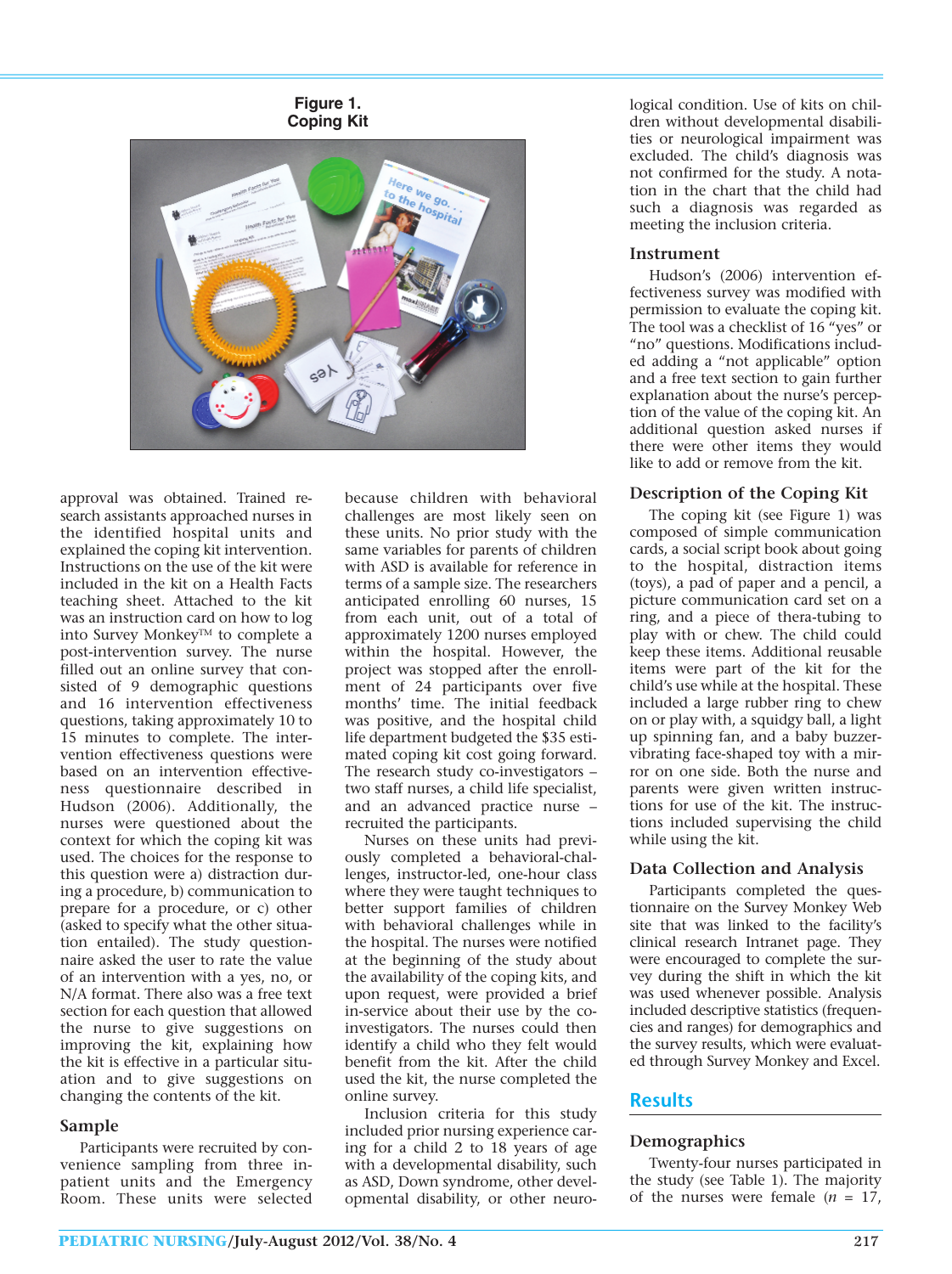**Figure 1.**
**Coping Kit**

approval was obtained. Trained research assistants approached nurses in the identified hospital units and explained the coping kit intervention. Instructions on the use of the kit were included in the kit on a Health Facts teaching sheet. Attached to the kit was an instruction card on how to log into Survey Monkey™ to complete a post-intervention survey. The nurse filled out an online survey that consisted of 9 demographic questions and 16 intervention effectiveness questions, taking approximately 10 to 15 minutes to complete. The intervention effectiveness questions were based on an intervention effectiveness questionnaire described in Hudson (2006). Additionally, the nurses were questioned about the context for which the coping kit was used. The choices for the response to this question were a) distraction during a procedure, b) communication to prepare for a procedure, or c) other (asked to specify what the other situation entailed). The study questionnaire asked the user to rate the value of an intervention with a yes, no, or N/A format. There also was a free text section for each question that allowed the nurse to give suggestions on improving the kit, explaining how the kit is effective in a particular situation and to give suggestions on changing the contents of the kit.

### Sample

Participants were recruited by convenience sampling from three inpatient units and the Emergency Room. These units were selected because children with behavioral challenges are most likely seen on these units. No prior study with the same variables for parents of children with ASD is available for reference in terms of a sample size. The researchers anticipated enrolling 60 nurses, 15 from each unit, out of a total of approximately 1200 nurses employed within the hospital. However, the project was stopped after the enrollment of 24 participants over five months' time. The initial feedback was positive, and the hospital child life department budgeted the $35 estimated coping kit cost going forward. The research study co-investigators – two staff nurses, a child life specialist, and an advanced practice nurse – recruited the participants.

Nurses on these units had previously completed a behavioral-challenges, instructor-led, one-hour class where they were taught techniques to better support families of children with behavioral challenges while in the hospital. The nurses were notified at the beginning of the study about the availability of the coping kits, and upon request, were provided a brief in-service about their use by the co-investigators. The nurses could then identify a child who they felt would benefit from the kit. After the child used the kit, the nurse completed the online survey.

Inclusion criteria for this study included prior nursing experience caring for a child 2 to 18 years of age with a developmental disability, such as ASD, Down syndrome, other developmental disability, or other neurological condition. Use of kits on children without developmental disabilities or neurological impairment was excluded. The child's diagnosis was not confirmed for the study. A notation in the chart that the child had such a diagnosis was regarded as meeting the inclusion criteria.

### Instrument

Hudson's (2006) intervention effectiveness survey was modified with permission to evaluate the coping kit. The tool was a checklist of 16 "yes" or "no" questions. Modifications included adding a "not applicable" option and a free text section to gain further explanation about the nurse's perception of the value of the coping kit. An additional question asked nurses if there were other items they would like to add or remove from the kit.

### Description of the Coping Kit

The coping kit (see Figure 1) was composed of simple communication cards, a social script book about going to the hospital, distraction items (toys), a pad of paper and a pencil, a picture communication card set on a ring, and a piece of thera-tubing to play with or chew. The child could keep these items. Additional reusable items were part of the kit for the child's use while at the hospital. These included a large rubber ring to chew on or play with, a squidgy ball, a light up spinning fan, and a baby buzzer-vibrating face-shaped toy with a mirror on one side. Both the nurse and parents were given written instructions for use of the kit. The instructions included supervising the child while using the kit.

### Data Collection and Analysis

Participants completed the questionnaire on the Survey Monkey Web site that was linked to the facility's clinical research Intranet page. They were encouraged to complete the survey during the shift in which the kit was used whenever possible. Analysis included descriptive statistics (frequencies and ranges) for demographics and the survey results, which were evaluated through Survey Monkey and Excel.

## Results

### Demographics

Twenty-four nurses participated in the study (see Table 1). The majority of the nurses were female ($n$ = 17,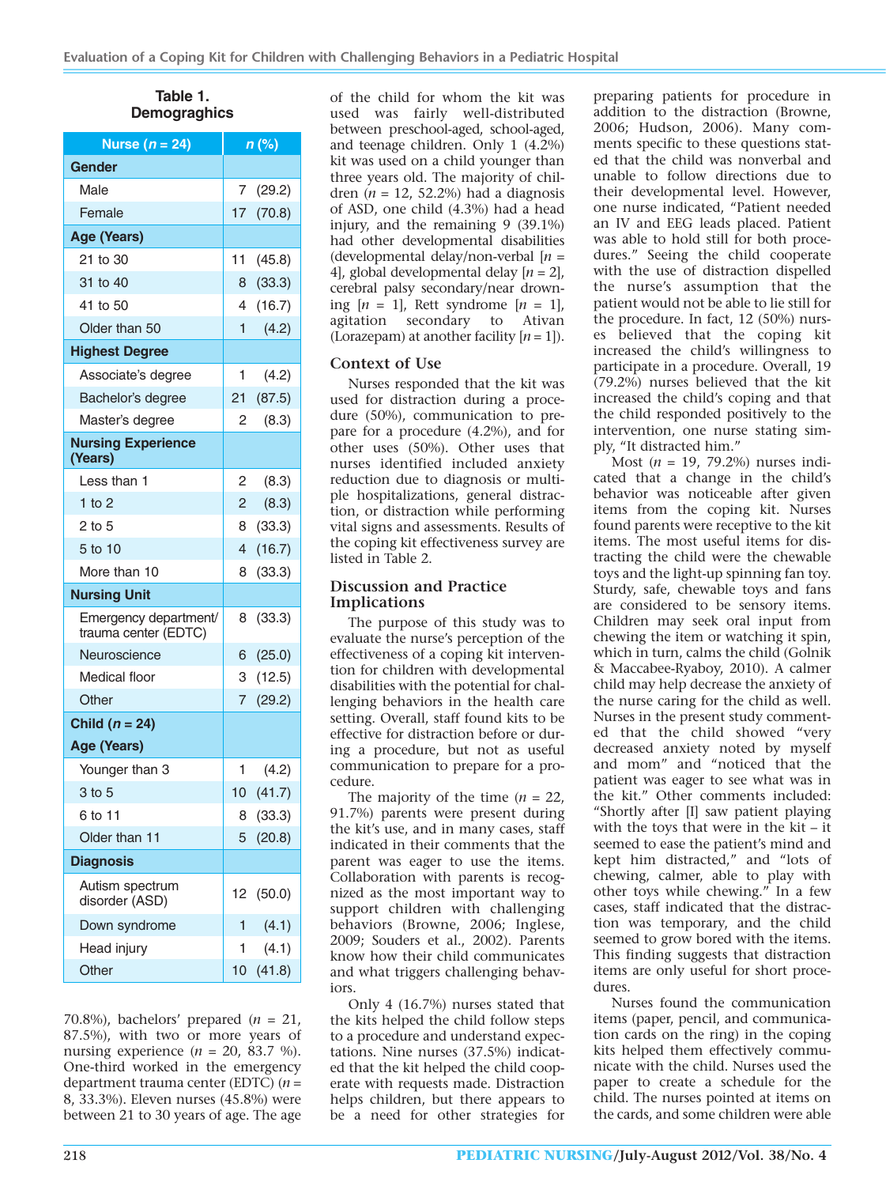**Table 1. Demographics**

| Nurse (n = 24) | n (%) |
|---|---|
| **Gender** | |
| Male | 7 (29.2) |
| Female | 17 (70.8) |
| **Age (Years)** | |
| 21 to 30 | 11 (45.8) |
| 31 to 40 | 8 (33.3) |
| 41 to 50 | 4 (16.7) |
| Older than 50 | 1 (4.2) |
| **Highest Degree** | |
| Associate's degree | 1 (4.2) |
| Bachelor's degree | 21 (87.5) |
| Master's degree | 2 (8.3) |
| **Nursing Experience (Years)** | |
| Less than 1 | 2 (8.3) |
| 1 to 2 | 2 (8.3) |
| 2 to 5 | 8 (33.3) |
| 5 to 10 | 4 (16.7) |
| More than 10 | 8 (33.3) |
| **Nursing Unit** | |
| Emergency department/ trauma center (EDTC) | 8 (33.3) |
| Neuroscience | 6 (25.0) |
| Medical floor | 3 (12.5) |
| Other | 7 (29.2) |
| **Child (n = 24)** | |
| **Age (Years)** | |
| Younger than 3 | 1 (4.2) |
| 3 to 5 | 10 (41.7) |
| 6 to 11 | 8 (33.3) |
| Older than 11 | 5 (20.8) |
| **Diagnosis** | |
| Autism spectrum disorder (ASD) | 12 (50.0) |
| Down syndrome | 1 (4.1) |
| Head injury | 1 (4.1) |
| Other | 10 (41.8) |

70.8%), bachelors' prepared (n = 21, 87.5%), with two or more years of nursing experience (n = 20, 83.7 %). One-third worked in the emergency department trauma center (EDTC) (n = 8, 33.3%). Eleven nurses (45.8%) were between 21 to 30 years of age. The age of the child for whom the kit was used was fairly well-distributed between preschool-aged, school-aged, and teenage children. Only 1 (4.2%) kit was used on a child younger than three years old. The majority of children (n = 12, 52.2%) had a diagnosis of ASD, one child (4.3%) had a head injury, and the remaining 9 (39.1%) had other developmental disabilities (developmental delay/non-verbal [n = 4], global developmental delay [n = 2], cerebral palsy secondary/near drowning [n = 1], Rett syndrome [n = 1], agitation secondary to Ativan (Lorazepam) at another facility [n = 1]).

## Context of Use

Nurses responded that the kit was used for distraction during a procedure (50%), communication to prepare for a procedure (4.2%), and for other uses (50%). Other uses that nurses identified included anxiety reduction due to diagnosis or multiple hospitalizations, general distraction, or distraction while performing vital signs and assessments. Results of the coping kit effectiveness survey are listed in Table 2.

## Discussion and Practice Implications

The purpose of this study was to evaluate the nurse's perception of the effectiveness of a coping kit intervention for children with developmental disabilities with the potential for challenging behaviors in the health care setting. Overall, staff found kits to be effective for distraction before or during a procedure, but not as useful communication to prepare for a procedure.

The majority of the time (n = 22, 91.7%) parents were present during the kit's use, and in many cases, staff indicated in their comments that the parent was eager to use the items. Collaboration with parents is recognized as the most important way to support children with challenging behaviors (Browne, 2006; Inglese, 2009; Souders et al., 2002). Parents know how their child communicates and what triggers challenging behaviors.

Only 4 (16.7%) nurses stated that the kits helped the child follow steps to a procedure and understand expectations. Nine nurses (37.5%) indicated that the kit helped the child cooperate with requests made. Distraction helps children, but there appears to be a need for other strategies for preparing patients for procedure in addition to the distraction (Browne, 2006; Hudson, 2006). Many comments specific to these questions stated that the child was nonverbal and unable to follow directions due to their developmental level. However, one nurse indicated, "Patient needed an IV and EEG leads placed. Patient was able to hold still for both procedures." Seeing the child cooperate with the use of distraction dispelled the nurse's assumption that the patient would not be able to lie still for the procedure. In fact, 12 (50%) nurses believed that the coping kit increased the child's willingness to participate in a procedure. Overall, 19 (79.2%) nurses believed that the kit increased the child's coping and that the child responded positively to the intervention, one nurse stating simply, "It distracted him."

Most (n = 19, 79.2%) nurses indicated that a change in the child's behavior was noticeable after given items from the coping kit. Nurses found parents were receptive to the kit items. The most useful items for distracting the child were the chewable toys and the light-up spinning fan toy. Sturdy, safe, chewable toys and fans are considered to be sensory items. Children may seek oral input from chewing the item or watching it spin, which in turn, calms the child (Golnik & Maccabee-Ryaboy, 2010). A calmer child may help decrease the anxiety of the nurse caring for the child as well. Nurses in the present study commented that the child showed "very decreased anxiety noted by myself and mom" and "noticed that the patient was eager to see what was in the kit." Other comments included: "Shortly after [I] saw patient playing with the toys that were in the kit – it seemed to ease the patient's mind and kept him distracted," and "lots of chewing, calmer, able to play with other toys while chewing." In a few cases, staff indicated that the distraction was temporary, and the child seemed to grow bored with the items. This finding suggests that distraction items are only useful for short procedures.

Nurses found the communication items (paper, pencil, and communication cards on the ring) in the coping kits helped them effectively communicate with the child. Nurses used the paper to create a schedule for the child. The nurses pointed at items on the cards, and some children were able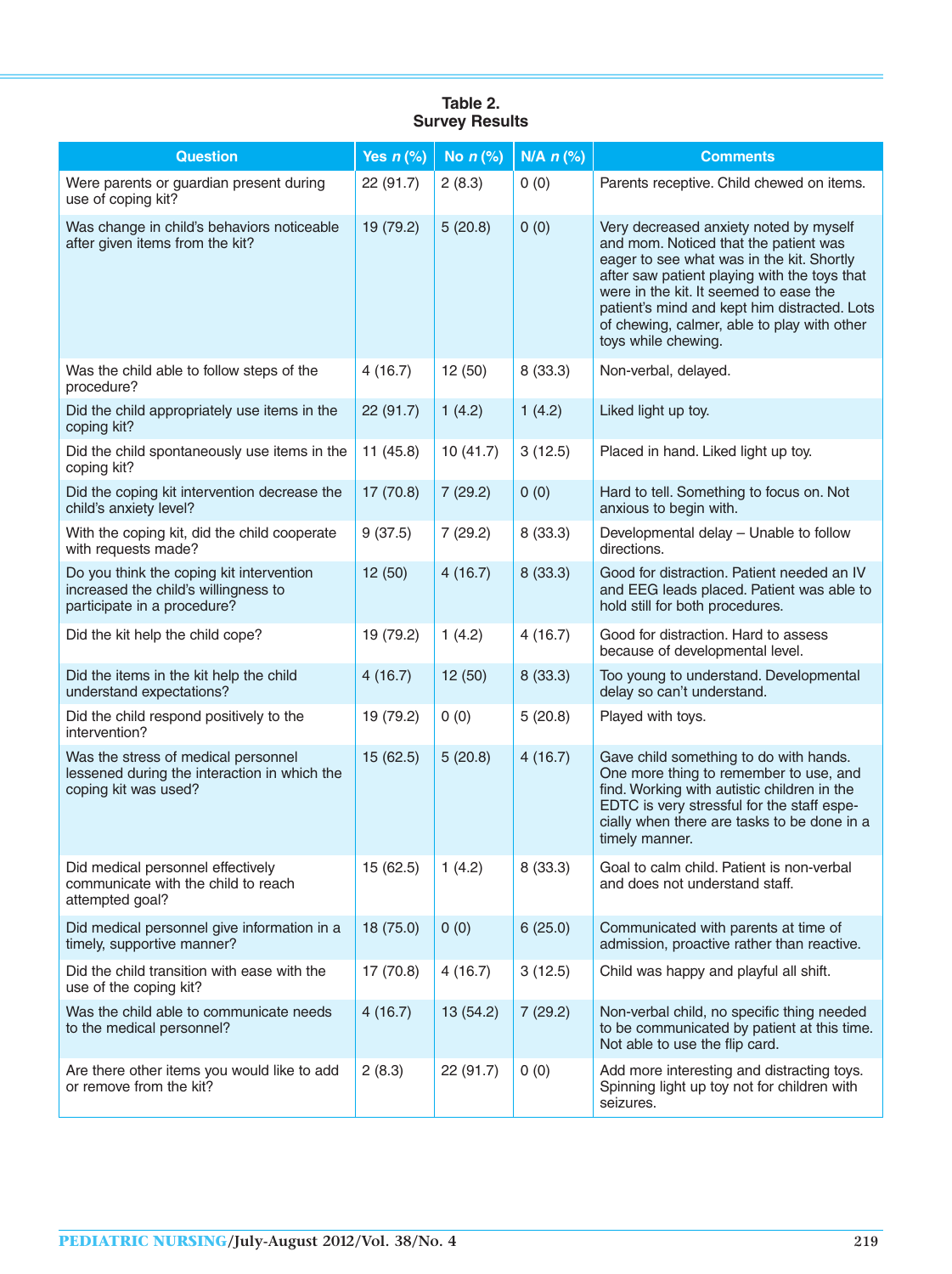**Table 2. Survey Results**

| Question | Yes *n* (%) | No *n* (%) | N/A *n* (%) | Comments |
|---|---|---|---|---|
| Were parents or guardian present during use of coping kit? | 22 (91.7) | 2 (8.3) | 0 (0) | Parents receptive. Child chewed on items. |
| Was change in child's behaviors noticeable after given items from the kit? | 19 (79.2) | 5 (20.8) | 0 (0) | Very decreased anxiety noted by myself and mom. Noticed that the patient was eager to see what was in the kit. Shortly after saw patient playing with the toys that were in the kit. It seemed to ease the patient's mind and kept him distracted. Lots of chewing, calmer, able to play with other toys while chewing. |
| Was the child able to follow steps of the procedure? | 4 (16.7) | 12 (50) | 8 (33.3) | Non-verbal, delayed. |
| Did the child appropriately use items in the coping kit? | 22 (91.7) | 1 (4.2) | 1 (4.2) | Liked light up toy. |
| Did the child spontaneously use items in the coping kit? | 11 (45.8) | 10 (41.7) | 3 (12.5) | Placed in hand. Liked light up toy. |
| Did the coping kit intervention decrease the child's anxiety level? | 17 (70.8) | 7 (29.2) | 0 (0) | Hard to tell. Something to focus on. Not anxious to begin with. |
| With the coping kit, did the child cooperate with requests made? | 9 (37.5) | 7 (29.2) | 8 (33.3) | Developmental delay – Unable to follow directions. |
| Do you think the coping kit intervention increased the child's willingness to participate in a procedure? | 12 (50) | 4 (16.7) | 8 (33.3) | Good for distraction. Patient needed an IV and EEG leads placed. Patient was able to hold still for both procedures. |
| Did the kit help the child cope? | 19 (79.2) | 1 (4.2) | 4 (16.7) | Good for distraction. Hard to assess because of developmental level. |
| Did the items in the kit help the child understand expectations? | 4 (16.7) | 12 (50) | 8 (33.3) | Too young to understand. Developmental delay so can't understand. |
| Did the child respond positively to the intervention? | 19 (79.2) | 0 (0) | 5 (20.8) | Played with toys. |
| Was the stress of medical personnel lessened during the interaction in which the coping kit was used? | 15 (62.5) | 5 (20.8) | 4 (16.7) | Gave child something to do with hands. One more thing to remember to use, and find. Working with autistic children in the EDTC is very stressful for the staff especially when there are tasks to be done in a timely manner. |
| Did medical personnel effectively communicate with the child to reach attempted goal? | 15 (62.5) | 1 (4.2) | 8 (33.3) | Goal to calm child. Patient is non-verbal and does not understand staff. |
| Did medical personnel give information in a timely, supportive manner? | 18 (75.0) | 0 (0) | 6 (25.0) | Communicated with parents at time of admission, proactive rather than reactive. |
| Did the child transition with ease with the use of the coping kit? | 17 (70.8) | 4 (16.7) | 3 (12.5) | Child was happy and playful all shift. |
| Was the child able to communicate needs to the medical personnel? | 4 (16.7) | 13 (54.2) | 7 (29.2) | Non-verbal child, no specific thing needed to be communicated by patient at this time. Not able to use the flip card. |
| Are there other items you would like to add or remove from the kit? | 2 (8.3) | 22 (91.7) | 0 (0) | Add more interesting and distracting toys. Spinning light up toy not for children with seizures. |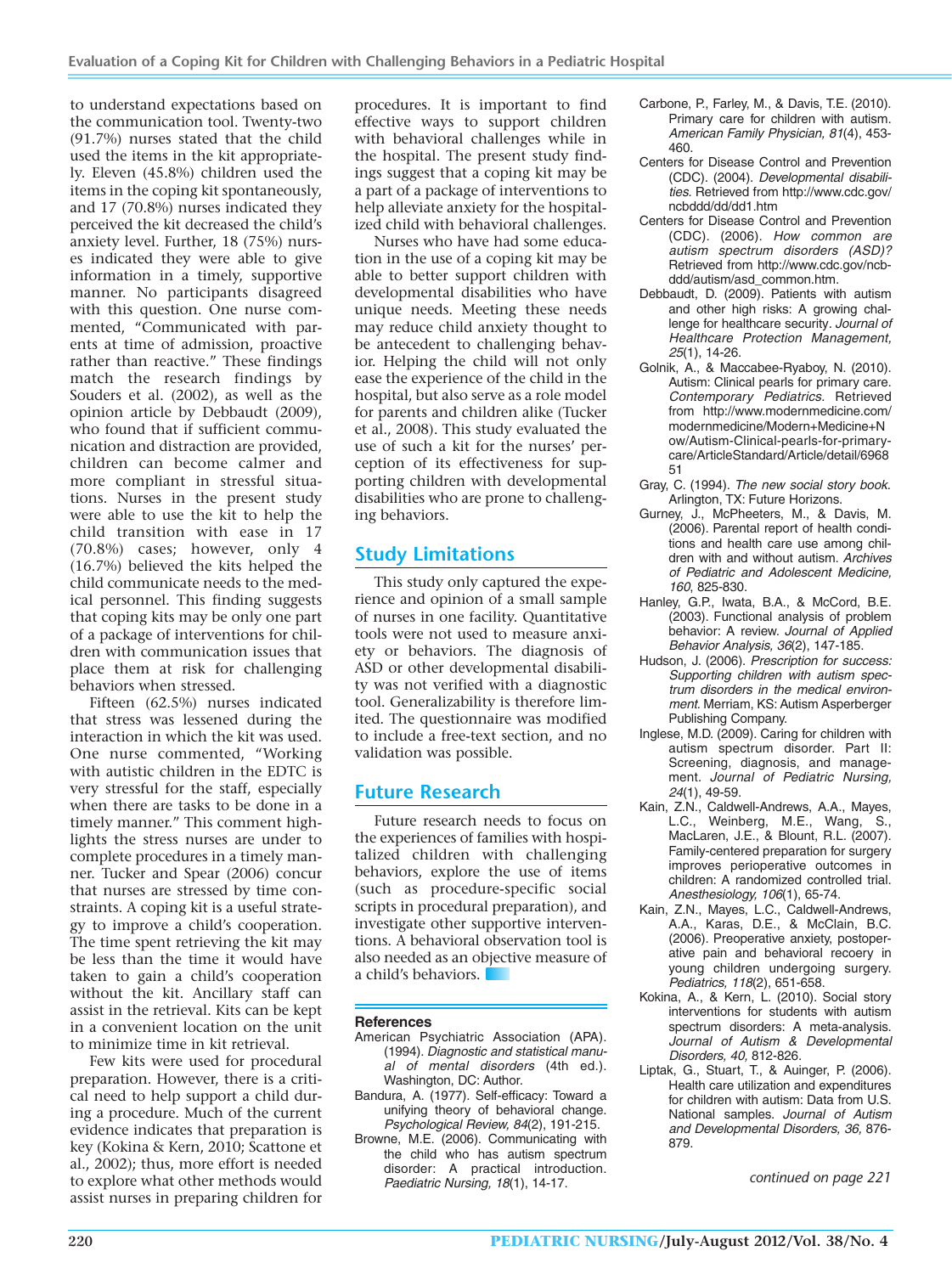to understand expectations based on the communication tool. Twenty-two (91.7%) nurses stated that the child used the items in the kit appropriately. Eleven (45.8%) children used the items in the coping kit spontaneously, and 17 (70.8%) nurses indicated they perceived the kit decreased the child's anxiety level. Further, 18 (75%) nurses indicated they were able to give information in a timely, supportive manner. No participants disagreed with this question. One nurse commented, "Communicated with parents at time of admission, proactive rather than reactive." These findings match the research findings by Souders et al. (2002), as well as the opinion article by Debbaudt (2009), who found that if sufficient communication and distraction are provided, children can become calmer and more compliant in stressful situations. Nurses in the present study were able to use the kit to help the child transition with ease in 17 (70.8%) cases; however, only 4 (16.7%) believed the kits helped the child communicate needs to the medical personnel. This finding suggests that coping kits may be only one part of a package of interventions for children with communication issues that place them at risk for challenging behaviors when stressed.

Fifteen (62.5%) nurses indicated that stress was lessened during the interaction in which the kit was used. One nurse commented, "Working with autistic children in the EDTC is very stressful for the staff, especially when there are tasks to be done in a timely manner." This comment highlights the stress nurses are under to complete procedures in a timely manner. Tucker and Spear (2006) concur that nurses are stressed by time constraints. A coping kit is a useful strategy to improve a child's cooperation. The time spent retrieving the kit may be less than the time it would have taken to gain a child's cooperation without the kit. Ancillary staff can assist in the retrieval. Kits can be kept in a convenient location on the unit to minimize time in kit retrieval.

Few kits were used for procedural preparation. However, there is a critical need to help support a child during a procedure. Much of the current evidence indicates that preparation is key (Kokina & Kern, 2010; Scattone et al., 2002); thus, more effort is needed to explore what other methods would assist nurses in preparing children for procedures. It is important to find effective ways to support children with behavioral challenges while in the hospital. The present study findings suggest that a coping kit may be a part of a package of interventions to help alleviate anxiety for the hospitalized child with behavioral challenges.

Nurses who have had some education in the use of a coping kit may be able to better support children with developmental disabilities who have unique needs. Meeting these needs may reduce child anxiety thought to be antecedent to challenging behavior. Helping the child will not only ease the experience of the child in the hospital, but also serve as a role model for parents and children alike (Tucker et al., 2008). This study evaluated the use of such a kit for the nurses' perception of its effectiveness for supporting children with developmental disabilities who are prone to challenging behaviors.

## Study Limitations

This study only captured the experience and opinion of a small sample of nurses in one facility. Quantitative tools were not used to measure anxiety or behaviors. The diagnosis of ASD or other developmental disability was not verified with a diagnostic tool. Generalizability is therefore limited. The questionnaire was modified to include a free-text section, and no validation was possible.

## Future Research

Future research needs to focus on the experiences of families with hospitalized children with challenging behaviors, explore the use of items (such as procedure-specific social scripts in procedural preparation), and investigate other supportive interventions. A behavioral observation tool is also needed as an objective measure of a child's behaviors.

### References

American Psychiatric Association (APA). (1994). *Diagnostic and statistical manual of mental disorders* (4th ed.). Washington, DC: Author.

Bandura, A. (1977). Self-efficacy: Toward a unifying theory of behavioral change. *Psychological Review, 84*(2), 191-215.

Browne, M.E. (2006). Communicating with the child who has autism spectrum disorder: A practical introduction. *Paediatric Nursing, 18*(1), 14-17.

Carbone, P., Farley, M., & Davis, T.E. (2010). Primary care for children with autism. *American Family Physician, 81*(4), 453-460.

Centers for Disease Control and Prevention (CDC). (2004). *Developmental disabilities.* Retrieved from http://www.cdc.gov/ncbddd/dd/dd1.htm

Centers for Disease Control and Prevention (CDC). (2006). *How common are autism spectrum disorders (ASD)?* Retrieved from http://www.cdc.gov/ncbddd/autism/asd_common.htm.

Debbaudt, D. (2009). Patients with autism and other high risks: A growing challenge for healthcare security. *Journal of Healthcare Protection Management, 25*(1), 14-26.

Golnik, A., & Maccabee-Ryaboy, N. (2010). Autism: Clinical pearls for primary care. *Contemporary Pediatrics.* Retrieved from http://www.modernmedicine.com/modernmedicine/Modern+Medicine+Now/Autism-Clinical-pearls-for-primary-care/ArticleStandard/Article/detail/696851

Gray, C. (1994). *The new social story book.* Arlington, TX: Future Horizons.

Gurney, J., McPheeters, M., & Davis, M. (2006). Parental report of health conditions and health care use among children with and without autism. *Archives of Pediatric and Adolescent Medicine, 160*, 825-830.

Hanley, G.P., Iwata, B.A., & McCord, B.E. (2003). Functional analysis of problem behavior: A review. *Journal of Applied Behavior Analysis, 36*(2), 147-185.

Hudson, J. (2006). *Prescription for success: Supporting children with autism spectrum disorders in the medical environment.* Merriam, KS: Autism Asperberger Publishing Company.

Inglese, M.D. (2009). Caring for children with autism spectrum disorder. Part II: Screening, diagnosis, and management. *Journal of Pediatric Nursing, 24*(1), 49-59.

Kain, Z.N., Caldwell-Andrews, A.A., Mayes, L.C., Weinberg, M.E., Wang, S., MacLaren, J.E., & Blount, R.L. (2007). Family-centered preparation for surgery improves perioperative outcomes in children: A randomized controlled trial. *Anesthesiology, 106*(1), 65-74.

Kain, Z.N., Mayes, L.C., Caldwell-Andrews, A.A., Karas, D.E., & McClain, B.C. (2006). Preoperative anxiety, postoperative pain and behavioral recoery in young children undergoing surgery. *Pediatrics, 118*(2), 651-658.

Kokina, A., & Kern, L. (2010). Social story interventions for students with autism spectrum disorders: A meta-analysis. *Journal of Autism & Developmental Disorders, 40,* 812-826.

Liptak, G., Stuart, T., & Auinger, P. (2006). Health care utilization and expenditures for children with autism: Data from U.S. National samples. *Journal of Autism and Developmental Disorders, 36,* 876-879.

*continued on page 221*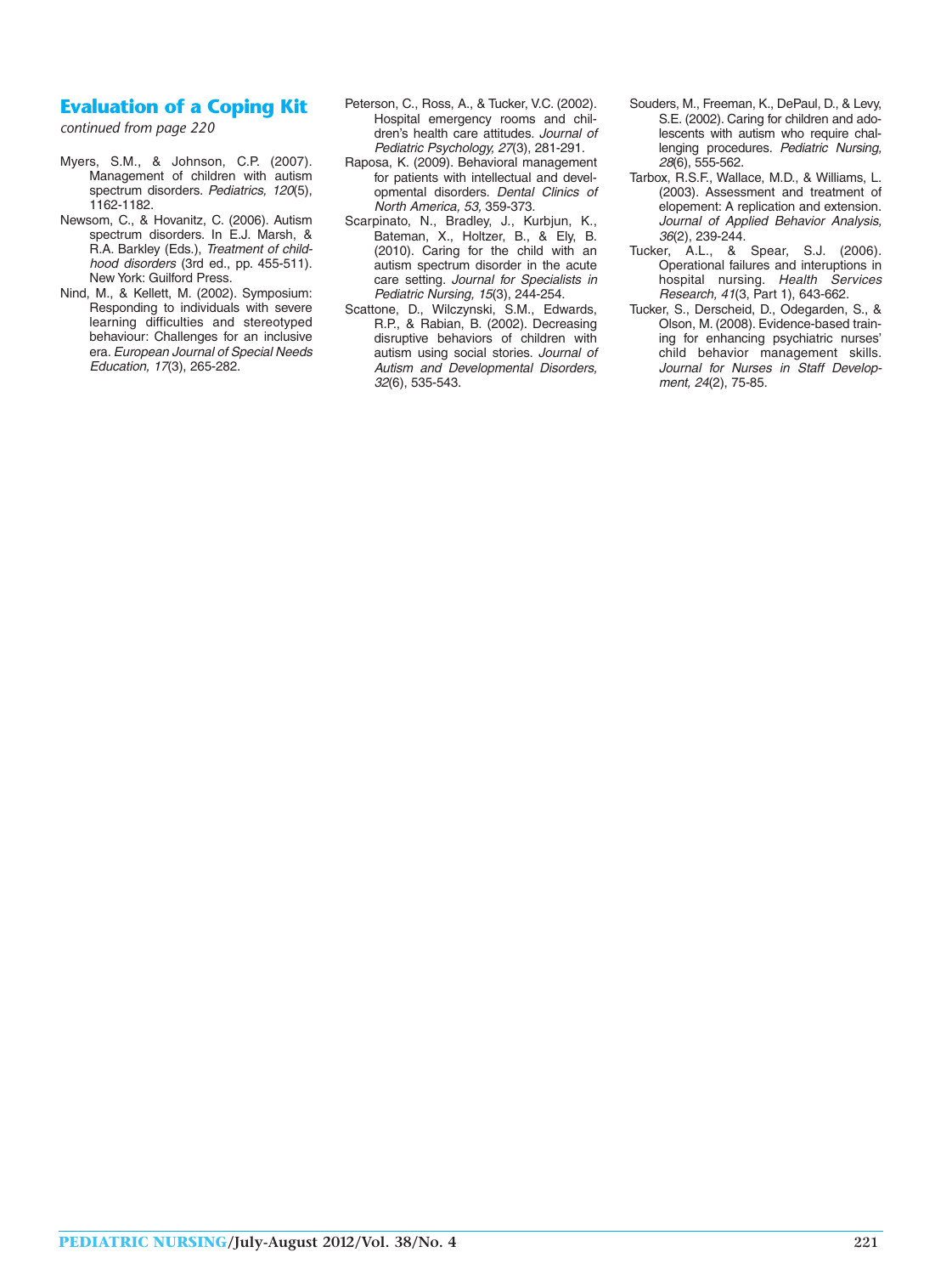## Evaluation of a Coping Kit

*continued from page 220*

Myers, S.M., & Johnson, C.P. (2007). Management of children with autism spectrum disorders. *Pediatrics, 120*(5), 1162-1182.

Newsom, C., & Hovanitz, C. (2006). Autism spectrum disorders. In E.J. Marsh, & R.A. Barkley (Eds.), *Treatment of childhood disorders* (3rd ed., pp. 455-511). New York: Guilford Press.

Nind, M., & Kellett, M. (2002). Symposium: Responding to individuals with severe learning difficulties and stereotyped behaviour: Challenges for an inclusive era. *European Journal of Special Needs Education, 17*(3), 265-282.

Peterson, C., Ross, A., & Tucker, V.C. (2002). Hospital emergency rooms and children's health care attitudes. *Journal of Pediatric Psychology, 27*(3), 281-291.

Raposa, K. (2009). Behavioral management for patients with intellectual and developmental disorders. *Dental Clinics of North America, 53*, 359-373.

Scarpinato, N., Bradley, J., Kurbjun, K., Bateman, X., Holtzer, B., & Ely, B. (2010). Caring for the child with an autism spectrum disorder in the acute care setting. *Journal for Specialists in Pediatric Nursing, 15*(3), 244-254.

Scattone, D., Wilczynski, S.M., Edwards, R.P., & Rabian, B. (2002). Decreasing disruptive behaviors of children with autism using social stories. *Journal of Autism and Developmental Disorders, 32*(6), 535-543.

Souders, M., Freeman, K., DePaul, D., & Levy, S.E. (2002). Caring for children and adolescents with autism who require challenging procedures. *Pediatric Nursing, 28*(6), 555-562.

Tarbox, R.S.F., Wallace, M.D., & Williams, L. (2003). Assessment and treatment of elopement: A replication and extension. *Journal of Applied Behavior Analysis, 36*(2), 239-244.

Tucker, A.L., & Spear, S.J. (2006). Operational failures and interuptions in hospital nursing. *Health Services Research, 41*(3, Part 1), 643-662.

Tucker, S., Derscheid, D., Odegarden, S., & Olson, M. (2008). Evidence-based training for enhancing psychiatric nurses' child behavior management skills. *Journal for Nurses in Staff Development, 24*(2), 75-85.